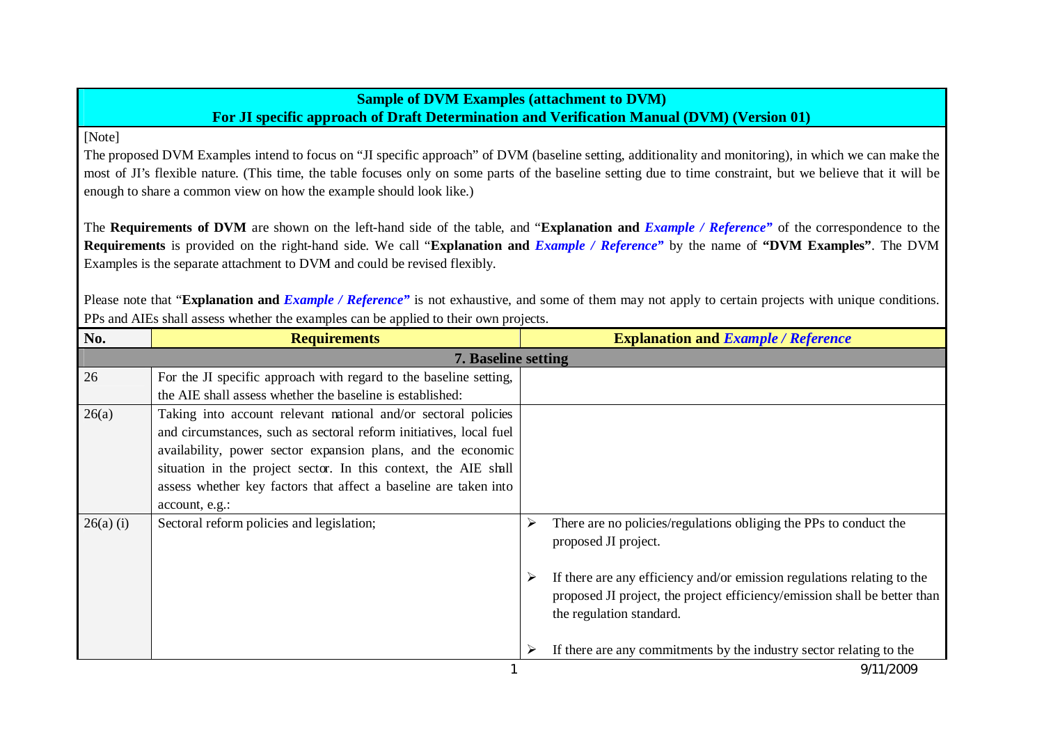**Sample of DVM Examples (attachment to DVM)**
**For JI specific approach of Draft Determination and Verification Manual (DVM) (Version 01)**

[Note]

The proposed DVM Examples intend to focus on "JI specific approach" of DVM (baseline setting, additionality and monitoring), in which we can make the most of JI's flexible nature. (This time, the table focuses only on some parts of the baseline setting due to time constraint, but we believe that it will be enough to share a common view on how the example should look like.)

The **Requirements of DVM** are shown on the left-hand side of the table, and "**Explanation and *Example / Reference*"** of the correspondence to the **Requirements** is provided on the right-hand side. We call "**Explanation and *Example / Reference*"** by the name of **"DVM Examples"**. The DVM Examples is the separate attachment to DVM and could be revised flexibly.

Please note that "**Explanation and *Example / Reference*"** is not exhaustive, and some of them may not apply to certain projects with unique conditions. PPs and AIEs shall assess whether the examples can be applied to their own projects.

| No. | Requirements | Explanation and *Example / Reference* |
|---|---|---|
| **7. Baseline setting** | | |
| 26 | For the JI specific approach with regard to the baseline setting, the AIE shall assess whether the baseline is established: | |
| 26(a) | Taking into account relevant national and/or sectoral policies and circumstances, such as sectoral reform initiatives, local fuel availability, power sector expansion plans, and the economic situation in the project sector. In this context, the AIE shall assess whether key factors that affect a baseline are taken into account, e.g.: | |
| 26(a) (i) | Sectoral reform policies and legislation; | ➢ There are no policies/regulations obliging the PPs to conduct the proposed JI project.<br><br>➢ If there are any efficiency and/or emission regulations relating to the proposed JI project, the project efficiency/emission shall be better than the regulation standard.<br><br>➢ If there are any commitments by the industry sector relating to the |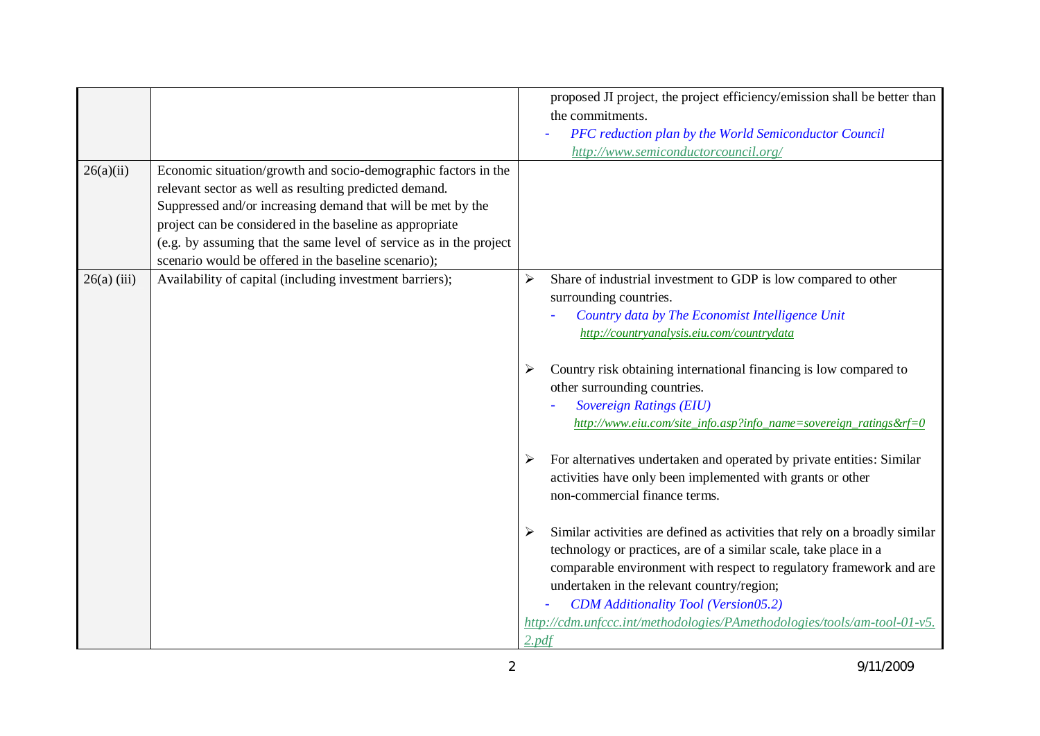| | | |
|---|---|---|
| | | proposed JI project, the project efficiency/emission shall be better than the commitments.<br>- *PFC reduction plan by the World Semiconductor Council* http://www.semiconductorcouncil.org/ |
| 26(a)(ii) | Economic situation/growth and socio-demographic factors in the relevant sector as well as resulting predicted demand. Suppressed and/or increasing demand that will be met by the project can be considered in the baseline as appropriate (e.g. by assuming that the same level of service as in the project scenario would be offered in the baseline scenario); | |
| 26(a) (iii) | Availability of capital (including investment barriers); | ➢ Share of industrial investment to GDP is low compared to other surrounding countries.<br>- *Country data by The Economist Intelligence Unit* http://countryanalysis.eiu.com/countrydata<br><br>➢ Country risk obtaining international financing is low compared to other surrounding countries.<br>- *Sovereign Ratings (EIU)* http://www.eiu.com/site_info.asp?info_name=sovereign_ratings&rf=0<br><br>➢ For alternatives undertaken and operated by private entities: Similar activities have only been implemented with grants or other non-commercial finance terms.<br><br>➢ Similar activities are defined as activities that rely on a broadly similar technology or practices, are of a similar scale, take place in a comparable environment with respect to regulatory framework and are undertaken in the relevant country/region;<br>- *CDM Additionality Tool (Version05.2)* http://cdm.unfccc.int/methodologies/PAmethodologies/tools/am-tool-01-v5.2.pdf |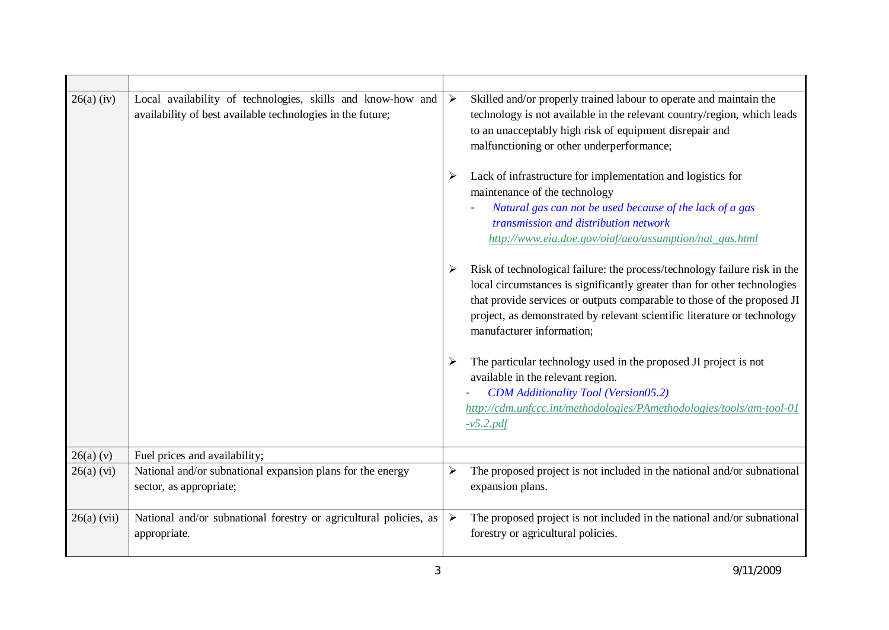| | | |
|---|---|---|
| 26(a) (iv) | Local availability of technologies, skills and know-how and availability of best available technologies in the future; | ➢ Skilled and/or properly trained labour to operate and maintain the technology is not available in the relevant country/region, which leads to an unacceptably high risk of equipment disrepair and malfunctioning or other underperformance;<br><br>➢ Lack of infrastructure for implementation and logistics for maintenance of the technology<br>- *Natural gas can not be used because of the lack of a gas transmission and distribution network*<br>*http://www.eia.doe.gov/oiaf/aeo/assumption/nat_gas.html*<br><br>➢ Risk of technological failure: the process/technology failure risk in the local circumstances is significantly greater than for other technologies that provide services or outputs comparable to those of the proposed JI project, as demonstrated by relevant scientific literature or technology manufacturer information;<br><br>➢ The particular technology used in the proposed JI project is not available in the relevant region.<br>- *CDM Additionality Tool (Version05.2)*<br>*http://cdm.unfccc.int/methodologies/PAmethodologies/tools/am-tool-01-v5.2.pdf* |
| 26(a) (v) | Fuel prices and availability; | |
| 26(a) (vi) | National and/or subnational expansion plans for the energy sector, as appropriate; | ➢ The proposed project is not included in the national and/or subnational expansion plans. |
| 26(a) (vii) | National and/or subnational forestry or agricultural policies, as appropriate. | ➢ The proposed project is not included in the national and/or subnational forestry or agricultural policies. |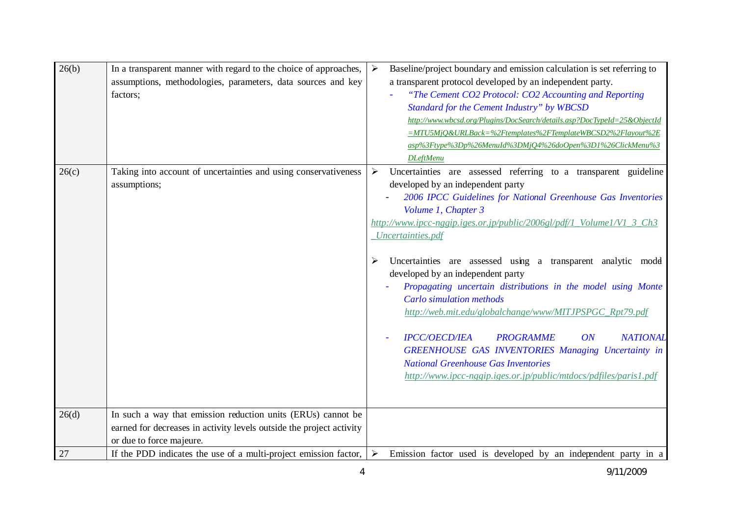| | | |
|---|---|---|
| 26(b) | In a transparent manner with regard to the choice of approaches, assumptions, methodologies, parameters, data sources and key factors; | ➢ Baseline/project boundary and emission calculation is set referring to a transparent protocol developed by an independent party.<br>- *"The Cement CO2 Protocol: CO2 Accounting and Reporting Standard for the Cement Industry" by WBCSD*<br>*http://www.wbcsd.org/Plugins/DocSearch/details.asp?DocTypeId=25&ObjectId=MTU5MjQ&URLBack=%2Ftemplates%2FTemplateWBCSD2%2Flayout%2Easp%3Ftype%3Dp%26MenuId%3DMjQ4%26doOpen%3D1%26ClickMenu%3DLeftMenu* |
| 26(c) | Taking into account of uncertainties and using conservativeness assumptions; | ➢ Uncertainties are assessed referring to a transparent guideline developed by an independent party<br>- *2006 IPCC Guidelines for National Greenhouse Gas Inventories Volume 1, Chapter 3*<br>*http://www.ipcc-nggip.iges.or.jp/public/2006gl/pdf/1_Volume1/V1_3_Ch3_Uncertainties.pdf*<br><br>➢ Uncertainties are assessed using a transparent analytic model developed by an independent party<br>- *Propagating uncertain distributions in the model using Monte Carlo simulation methods*<br>*http://web.mit.edu/globalchange/www/MITJPSPGC_Rpt79.pdf*<br><br>- *IPCC/OECD/IEA PROGRAMME ON NATIONAL GREENHOUSE GAS INVENTORIES Managing Uncertainty in National Greenhouse Gas Inventories*<br>*http://www.ipcc-nggip.iges.or.jp/public/mtdocs/pdfiles/paris1.pdf* |
| 26(d) | In such a way that emission reduction units (ERUs) cannot be earned for decreases in activity levels outside the project activity or due to force majeure. | |
| 27 | If the PDD indicates the use of a multi-project emission factor, | ➢ Emission factor used is developed by an independent party in a |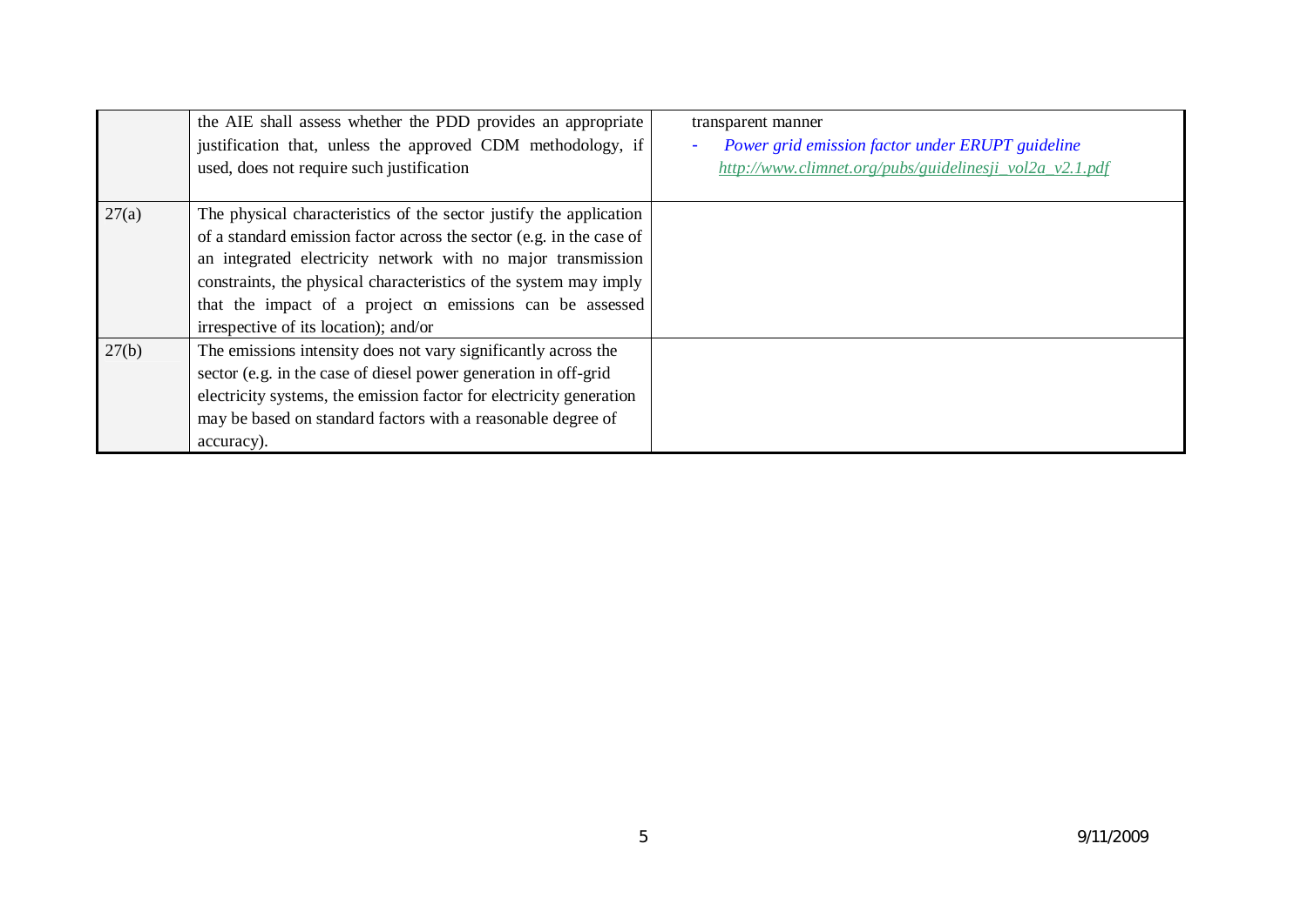| | | |
|---|---|---|
| | the AIE shall assess whether the PDD provides an appropriate justification that, unless the approved CDM methodology, if used, does not require such justification | transparent manner<br>- *Power grid emission factor under ERUPT guideline* *http://www.climnet.org/pubs/guidelinesji_vol2a_v2.1.pdf* |
| 27(a) | The physical characteristics of the sector justify the application of a standard emission factor across the sector (e.g. in the case of an integrated electricity network with no major transmission constraints, the physical characteristics of the system may imply that the impact of a project on emissions can be assessed irrespective of its location); and/or | |
| 27(b) | The emissions intensity does not vary significantly across the sector (e.g. in the case of diesel power generation in off-grid electricity systems, the emission factor for electricity generation may be based on standard factors with a reasonable degree of accuracy). | |